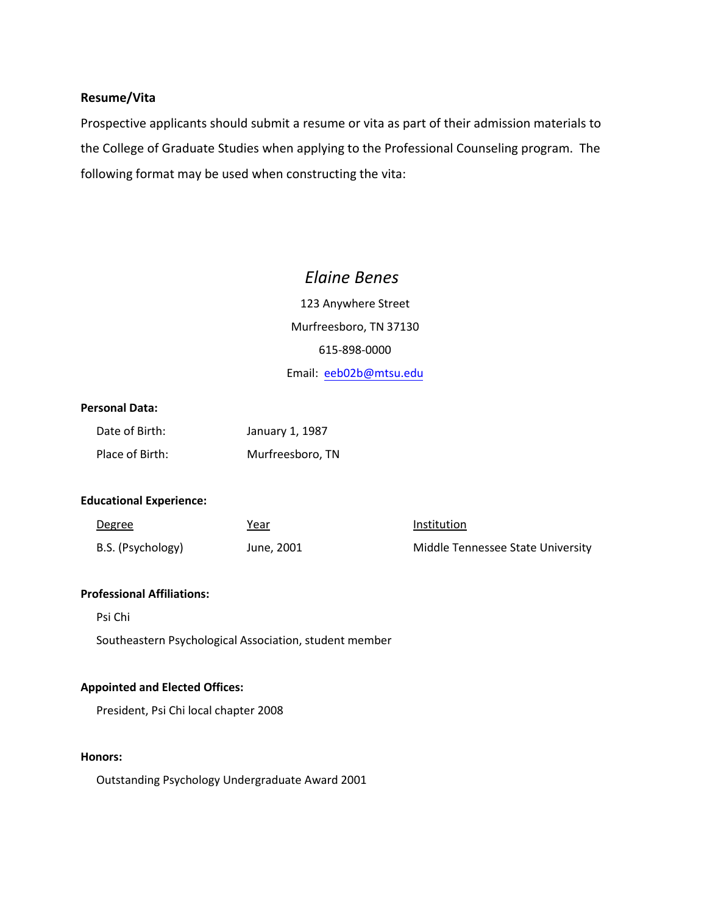**Resume/Vita**

Prospective applicants should submit a resume or vita as part of their admission materials to the College of Graduate Studies when applying to the Professional Counseling program. The following format may be used when constructing the vita:

*Elaine Benes*

123 Anywhere Street

Murfreesboro, TN 37130

615-898-0000

Email: eeb02b@mtsu.edu

**Personal Data:**

| | |
|---|---|
| Date of Birth: | January 1, 1987 |
| Place of Birth: | Murfreesboro, TN |

**Educational Experience:**

| Degree | Year | Institution |
|---|---|---|
| B.S. (Psychology) | June, 2001 | Middle Tennessee State University |

**Professional Affiliations:**

Psi Chi

Southeastern Psychological Association, student member

**Appointed and Elected Offices:**

President, Psi Chi local chapter 2008

**Honors:**

Outstanding Psychology Undergraduate Award 2001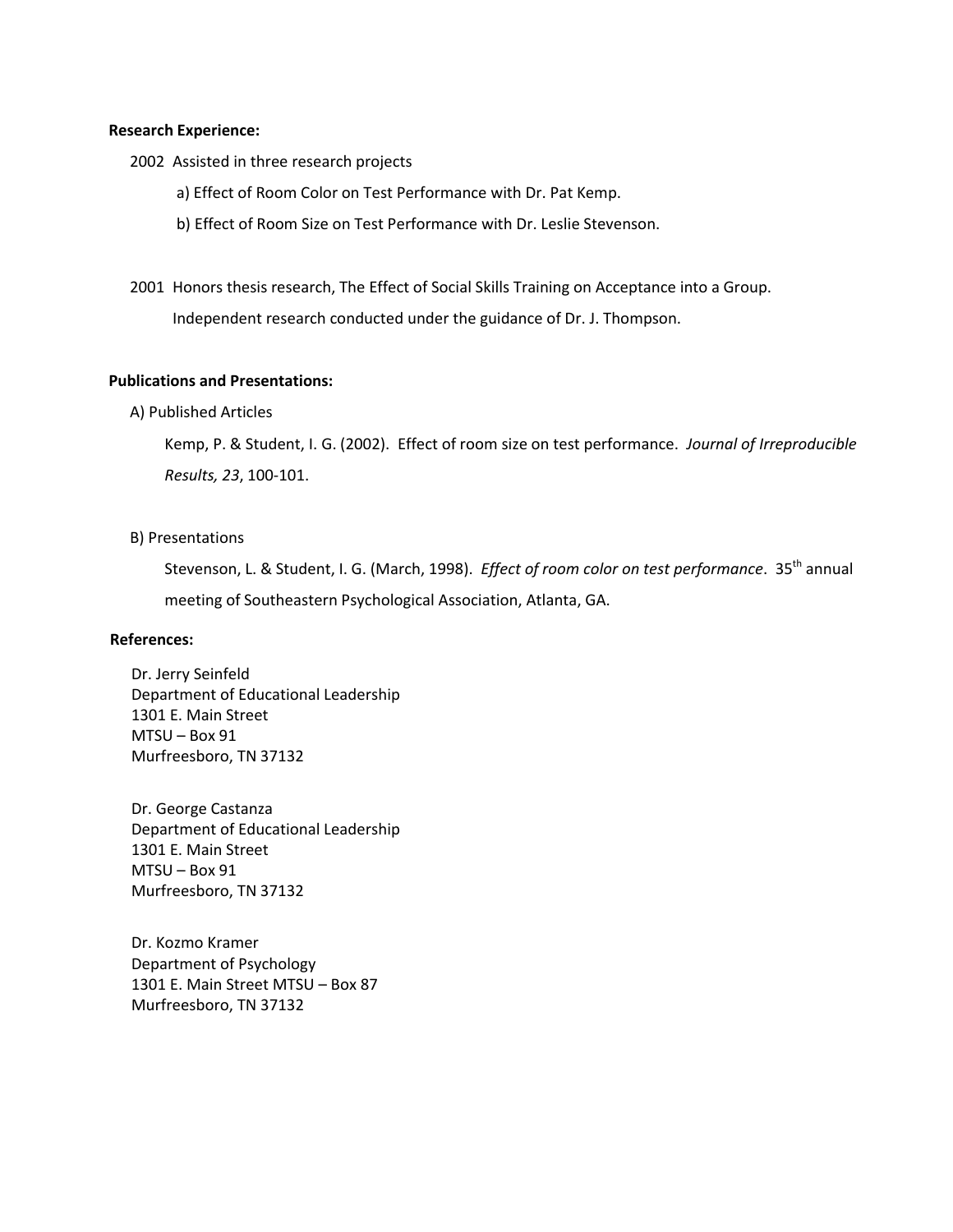**Research Experience:**

2002 Assisted in three research projects

a) Effect of Room Color on Test Performance with Dr. Pat Kemp.

b) Effect of Room Size on Test Performance with Dr. Leslie Stevenson.

2001 Honors thesis research, The Effect of Social Skills Training on Acceptance into a Group.
Independent research conducted under the guidance of Dr. J. Thompson.

**Publications and Presentations:**

A) Published Articles

Kemp, P. & Student, I. G. (2002). Effect of room size on test performance. *Journal of Irreproducible Results, 23*, 100-101.

B) Presentations

Stevenson, L. & Student, I. G. (March, 1998). *Effect of room color on test performance*. 35th annual meeting of Southeastern Psychological Association, Atlanta, GA.

**References:**

Dr. Jerry Seinfeld
Department of Educational Leadership
1301 E. Main Street
MTSU – Box 91
Murfreesboro, TN 37132

Dr. George Castanza
Department of Educational Leadership
1301 E. Main Street
MTSU – Box 91
Murfreesboro, TN 37132

Dr. Kozmo Kramer
Department of Psychology
1301 E. Main Street MTSU – Box 87
Murfreesboro, TN 37132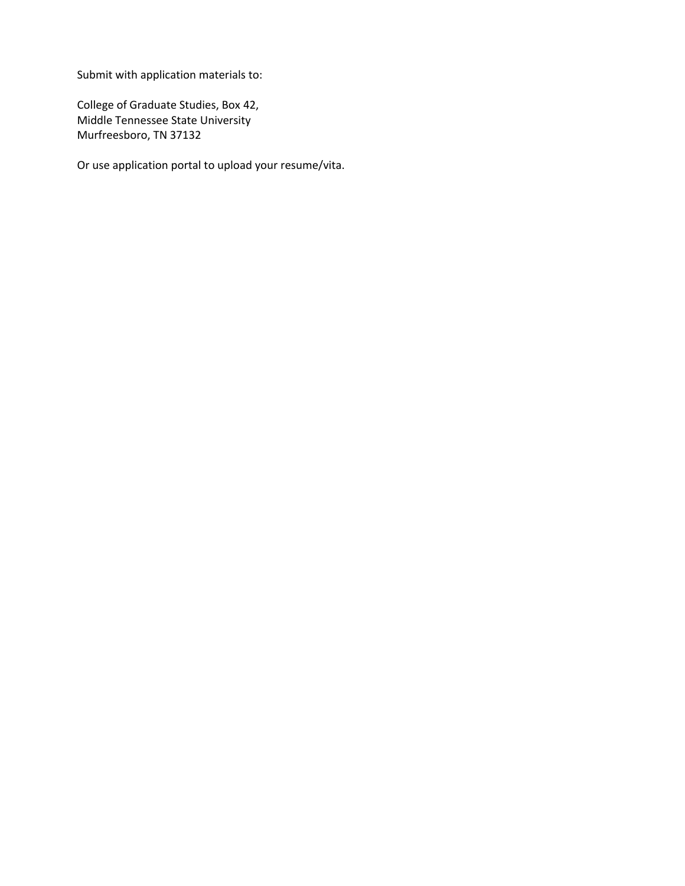Submit with application materials to:

College of Graduate Studies, Box 42,
Middle Tennessee State University
Murfreesboro, TN 37132

Or use application portal to upload your resume/vita.